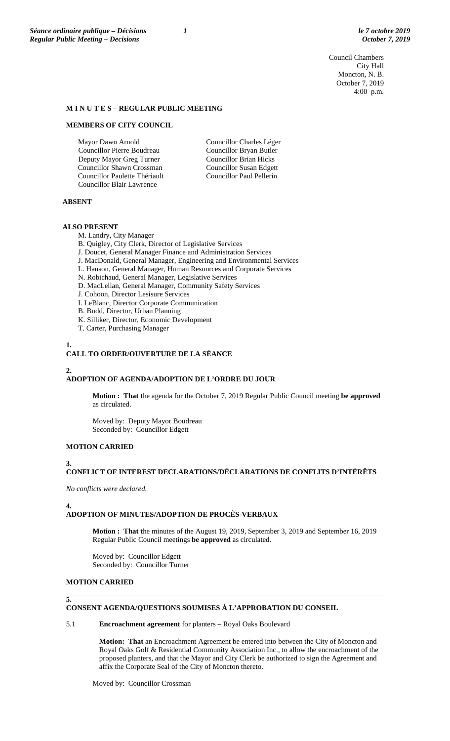Council Chambers
City Hall
Moncton, N. B.
October 7, 2019
4:00 p.m.

## M I N U T E S – REGULAR PUBLIC MEETING

### MEMBERS OF CITY COUNCIL

Mayor Dawn Arnold
Councillor Pierre Boudreau
Deputy Mayor Greg Turner
Councillor Shawn Crossman
Councillor Paulette Thériault
Councillor Blair Lawrence
Councillor Charles Léger
Councillor Bryan Butler
Councillor Brian Hicks
Councillor Susan Edgett
Councillor Paul Pellerin

### ABSENT

### ALSO PRESENT

M. Landry, City Manager
B. Quigley, City Clerk, Director of Legislative Services
J. Doucet, General Manager Finance and Administration Services
J. MacDonald, General Manager, Engineering and Environmental Services
L. Hanson, General Manager, Human Resources and Corporate Services
N. Robichaud, General Manager, Legislative Services
D. MacLellan, General Manager, Community Safety Services
J. Cohoon, Director Lesisure Services
I. LeBlanc, Director Corporate Communication
B. Budd, Director, Urban Planning
K. Silliker, Director, Economic Development
T. Carter, Purchasing Manager

### 1. CALL TO ORDER/OUVERTURE DE LA SÉANCE

### 2. ADOPTION OF AGENDA/ADOPTION DE L'ORDRE DU JOUR

**Motion : That t**he agenda for the October 7, 2019 Regular Public Council meeting **be approved** as circulated.

Moved by: Deputy Mayor Boudreau
Seconded by: Councillor Edgett

**MOTION CARRIED**

### 3. CONFLICT OF INTEREST DECLARATIONS/DÉCLARATIONS DE CONFLITS D'INTÉRÊTS

*No conflicts were declared.*

### 4. ADOPTION OF MINUTES/ADOPTION DE PROCÈS-VERBAUX

**Motion : That t**he minutes of the August 19, 2019, September 3, 2019 and September 16, 2019 Regular Public Council meetings **be approved** as circulated.

Moved by: Councillor Edgett
Seconded by: Councillor Turner

**MOTION CARRIED**

### 5. CONSENT AGENDA/QUESTIONS SOUMISES À L'APPROBATION DU CONSEIL

5.1 **Encroachment agreement** for planters – Royal Oaks Boulevard

**Motion: That** an Encroachment Agreement be entered into between the City of Moncton and Royal Oaks Golf & Residential Community Association Inc., to allow the encroachment of the proposed planters, and that the Mayor and City Clerk be authorized to sign the Agreement and affix the Corporate Seal of the City of Moncton thereto.

Moved by: Councillor Crossman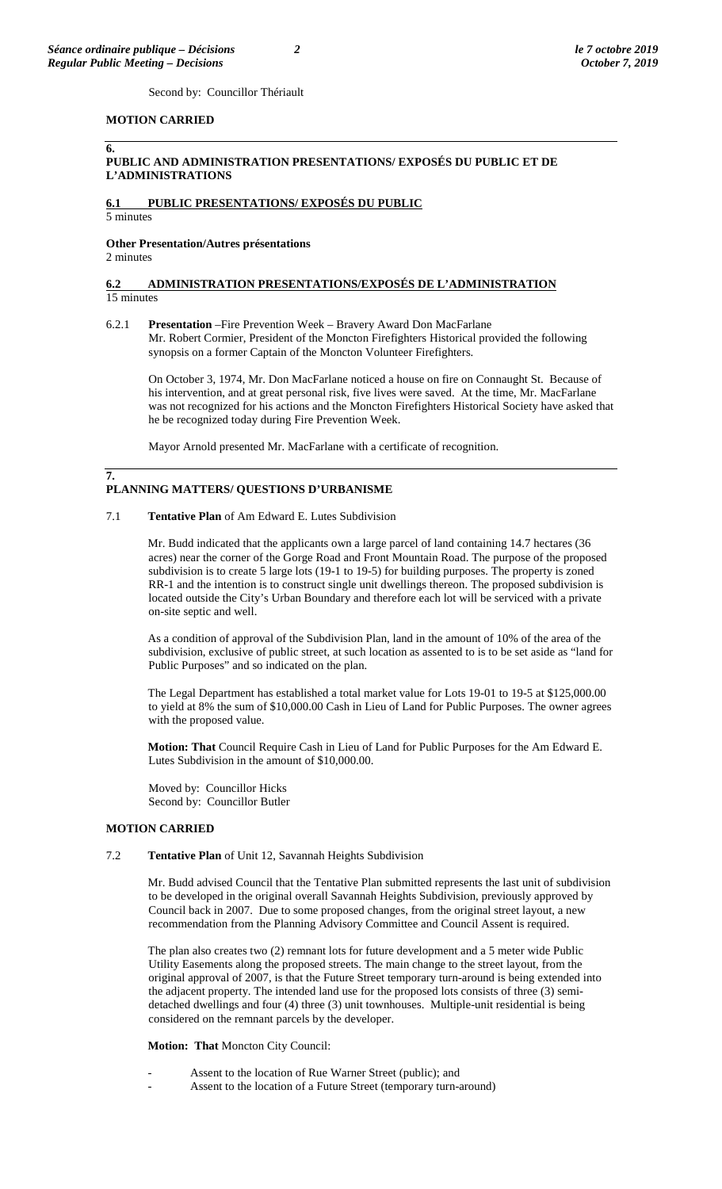Second by: Councillor Thériault

**MOTION CARRIED**

## 6. PUBLIC AND ADMINISTRATION PRESENTATIONS/ EXPOSÉS DU PUBLIC ET DE L'ADMINISTRATIONS

### 6.1 PUBLIC PRESENTATIONS/ EXPOSÉS DU PUBLIC

5 minutes

**Other Presentation/Autres présentations**

2 minutes

### 6.2 ADMINISTRATION PRESENTATIONS/EXPOSÉS DE L'ADMINISTRATION

15 minutes

6.2.1 **Presentation** –Fire Prevention Week – Bravery Award Don MacFarlane

Mr. Robert Cormier, President of the Moncton Firefighters Historical provided the following synopsis on a former Captain of the Moncton Volunteer Firefighters.

On October 3, 1974, Mr. Don MacFarlane noticed a house on fire on Connaught St. Because of his intervention, and at great personal risk, five lives were saved. At the time, Mr. MacFarlane was not recognized for his actions and the Moncton Firefighters Historical Society have asked that he be recognized today during Fire Prevention Week.

Mayor Arnold presented Mr. MacFarlane with a certificate of recognition.

## 7. PLANNING MATTERS/ QUESTIONS D'URBANISME

7.1 **Tentative Plan** of Am Edward E. Lutes Subdivision

Mr. Budd indicated that the applicants own a large parcel of land containing 14.7 hectares (36 acres) near the corner of the Gorge Road and Front Mountain Road. The purpose of the proposed subdivision is to create 5 large lots (19-1 to 19-5) for building purposes. The property is zoned RR-1 and the intention is to construct single unit dwellings thereon. The proposed subdivision is located outside the City's Urban Boundary and therefore each lot will be serviced with a private on-site septic and well.

As a condition of approval of the Subdivision Plan, land in the amount of 10% of the area of the subdivision, exclusive of public street, at such location as assented to is to be set aside as "land for Public Purposes" and so indicated on the plan.

The Legal Department has established a total market value for Lots 19-01 to 19-5 at $125,000.00 to yield at 8% the sum of $10,000.00 Cash in Lieu of Land for Public Purposes. The owner agrees with the proposed value.

**Motion: That** Council Require Cash in Lieu of Land for Public Purposes for the Am Edward E. Lutes Subdivision in the amount of $10,000.00.

Moved by: Councillor Hicks
Second by: Councillor Butler

**MOTION CARRIED**

7.2 **Tentative Plan** of Unit 12, Savannah Heights Subdivision

Mr. Budd advised Council that the Tentative Plan submitted represents the last unit of subdivision to be developed in the original overall Savannah Heights Subdivision, previously approved by Council back in 2007. Due to some proposed changes, from the original street layout, a new recommendation from the Planning Advisory Committee and Council Assent is required.

The plan also creates two (2) remnant lots for future development and a 5 meter wide Public Utility Easements along the proposed streets. The main change to the street layout, from the original approval of 2007, is that the Future Street temporary turn-around is being extended into the adjacent property. The intended land use for the proposed lots consists of three (3) semi-detached dwellings and four (4) three (3) unit townhouses. Multiple-unit residential is being considered on the remnant parcels by the developer.

**Motion: That** Moncton City Council:

- Assent to the location of Rue Warner Street (public); and
- Assent to the location of a Future Street (temporary turn-around)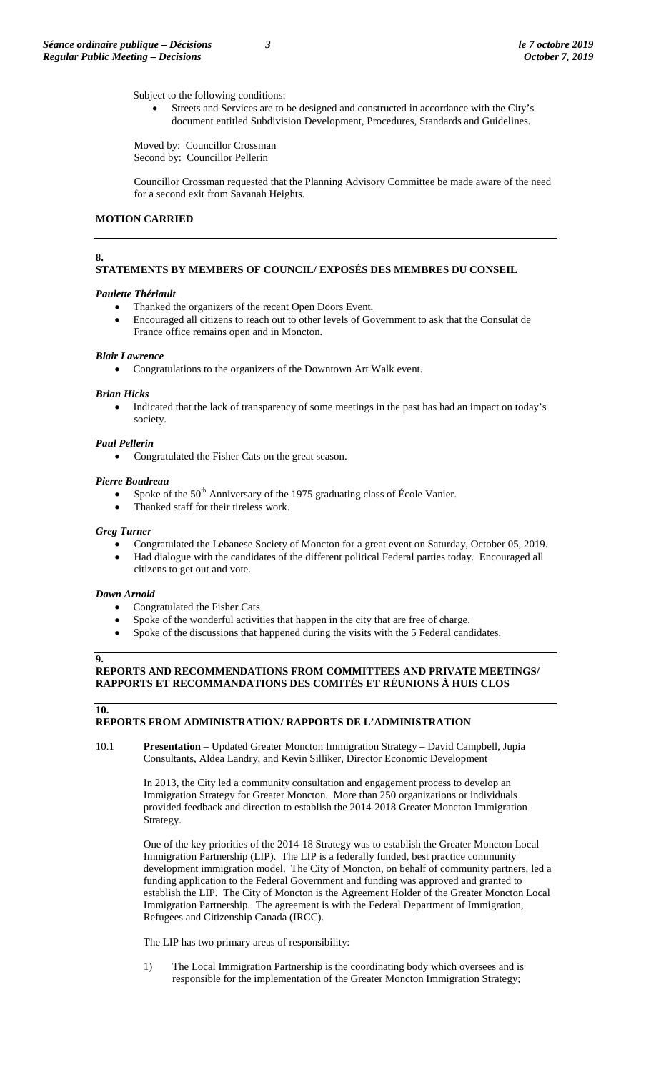Subject to the following conditions:

- Streets and Services are to be designed and constructed in accordance with the City's document entitled Subdivision Development, Procedures, Standards and Guidelines.

Moved by: Councillor Crossman
Second by: Councillor Pellerin

Councillor Crossman requested that the Planning Advisory Committee be made aware of the need for a second exit from Savanah Heights.

**MOTION CARRIED**

## 8. STATEMENTS BY MEMBERS OF COUNCIL/ EXPOSÉS DES MEMBRES DU CONSEIL

***Paulette Thériault***

- Thanked the organizers of the recent Open Doors Event.
- Encouraged all citizens to reach out to other levels of Government to ask that the Consulat de France office remains open and in Moncton.

***Blair Lawrence***

- Congratulations to the organizers of the Downtown Art Walk event.

***Brian Hicks***

- Indicated that the lack of transparency of some meetings in the past has had an impact on today's society.

***Paul Pellerin***

- Congratulated the Fisher Cats on the great season.

***Pierre Boudreau***

- Spoke of the 50th Anniversary of the 1975 graduating class of École Vanier.
- Thanked staff for their tireless work.

***Greg Turner***

- Congratulated the Lebanese Society of Moncton for a great event on Saturday, October 05, 2019.
- Had dialogue with the candidates of the different political Federal parties today. Encouraged all citizens to get out and vote.

***Dawn Arnold***

- Congratulated the Fisher Cats
- Spoke of the wonderful activities that happen in the city that are free of charge.
- Spoke of the discussions that happened during the visits with the 5 Federal candidates.

## 9. REPORTS AND RECOMMENDATIONS FROM COMMITTEES AND PRIVATE MEETINGS/ RAPPORTS ET RECOMMANDATIONS DES COMITÉS ET RÉUNIONS À HUIS CLOS

## 10. REPORTS FROM ADMINISTRATION/ RAPPORTS DE L'ADMINISTRATION

10.1 **Presentation** – Updated Greater Moncton Immigration Strategy – David Campbell, Jupia Consultants, Aldea Landry, and Kevin Silliker, Director Economic Development

In 2013, the City led a community consultation and engagement process to develop an Immigration Strategy for Greater Moncton. More than 250 organizations or individuals provided feedback and direction to establish the 2014-2018 Greater Moncton Immigration Strategy.

One of the key priorities of the 2014-18 Strategy was to establish the Greater Moncton Local Immigration Partnership (LIP). The LIP is a federally funded, best practice community development immigration model. The City of Moncton, on behalf of community partners, led a funding application to the Federal Government and funding was approved and granted to establish the LIP. The City of Moncton is the Agreement Holder of the Greater Moncton Local Immigration Partnership. The agreement is with the Federal Department of Immigration, Refugees and Citizenship Canada (IRCC).

The LIP has two primary areas of responsibility:

1) The Local Immigration Partnership is the coordinating body which oversees and is responsible for the implementation of the Greater Moncton Immigration Strategy;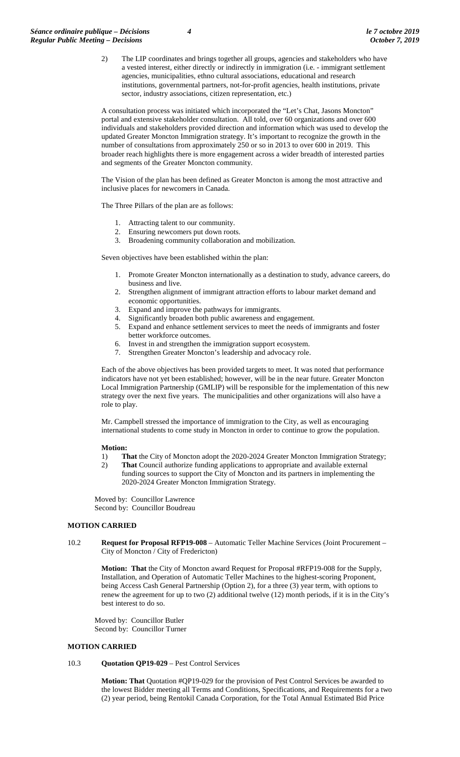2) The LIP coordinates and brings together all groups, agencies and stakeholders who have a vested interest, either directly or indirectly in immigration (i.e. - immigrant settlement agencies, municipalities, ethno cultural associations, educational and research institutions, governmental partners, not-for-profit agencies, health institutions, private sector, industry associations, citizen representation, etc.)

A consultation process was initiated which incorporated the "Let's Chat, Jasons Moncton" portal and extensive stakeholder consultation. All told, over 60 organizations and over 600 individuals and stakeholders provided direction and information which was used to develop the updated Greater Moncton Immigration strategy. It's important to recognize the growth in the number of consultations from approximately 250 or so in 2013 to over 600 in 2019. This broader reach highlights there is more engagement across a wider breadth of interested parties and segments of the Greater Moncton community.

The Vision of the plan has been defined as Greater Moncton is among the most attractive and inclusive places for newcomers in Canada.

The Three Pillars of the plan are as follows:

1. Attracting talent to our community.
2. Ensuring newcomers put down roots.
3. Broadening community collaboration and mobilization.

Seven objectives have been established within the plan:

1. Promote Greater Moncton internationally as a destination to study, advance careers, do business and live.
2. Strengthen alignment of immigrant attraction efforts to labour market demand and economic opportunities.
3. Expand and improve the pathways for immigrants.
4. Significantly broaden both public awareness and engagement.
5. Expand and enhance settlement services to meet the needs of immigrants and foster better workforce outcomes.
6. Invest in and strengthen the immigration support ecosystem.
7. Strengthen Greater Moncton's leadership and advocacy role.

Each of the above objectives has been provided targets to meet. It was noted that performance indicators have not yet been established; however, will be in the near future. Greater Moncton Local Immigration Partnership (GMLIP) will be responsible for the implementation of this new strategy over the next five years. The municipalities and other organizations will also have a role to play.

Mr. Campbell stressed the importance of immigration to the City, as well as encouraging international students to come study in Moncton in order to continue to grow the population.

**Motion:**

1) **That** the City of Moncton adopt the 2020-2024 Greater Moncton Immigration Strategy;
2) **That** Council authorize funding applications to appropriate and available external funding sources to support the City of Moncton and its partners in implementing the 2020-2024 Greater Moncton Immigration Strategy.

Moved by: Councillor Lawrence
Second by: Councillor Boudreau

**MOTION CARRIED**

10.2 **Request for Proposal RFP19-008** – Automatic Teller Machine Services (Joint Procurement – City of Moncton / City of Fredericton)

**Motion: That** the City of Moncton award Request for Proposal #RFP19-008 for the Supply, Installation, and Operation of Automatic Teller Machines to the highest-scoring Proponent, being Access Cash General Partnership (Option 2), for a three (3) year term, with options to renew the agreement for up to two (2) additional twelve (12) month periods, if it is in the City's best interest to do so.

Moved by: Councillor Butler
Second by: Councillor Turner

**MOTION CARRIED**

10.3 **Quotation QP19-029** – Pest Control Services

**Motion: That** Quotation #QP19-029 for the provision of Pest Control Services be awarded to the lowest Bidder meeting all Terms and Conditions, Specifications, and Requirements for a two (2) year period, being Rentokil Canada Corporation, for the Total Annual Estimated Bid Price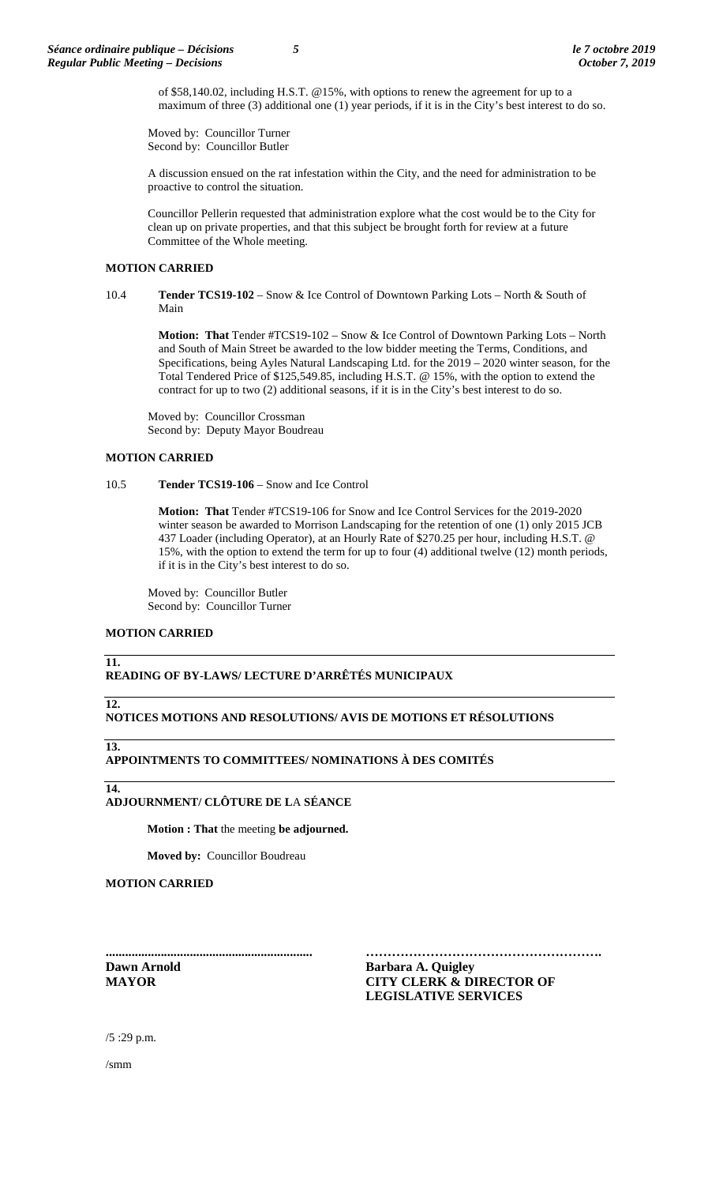of $58,140.02, including H.S.T. @15%, with options to renew the agreement for up to a maximum of three (3) additional one (1) year periods, if it is in the City's best interest to do so.

Moved by: Councillor Turner
Second by: Councillor Butler

A discussion ensued on the rat infestation within the City, and the need for administration to be proactive to control the situation.

Councillor Pellerin requested that administration explore what the cost would be to the City for clean up on private properties, and that this subject be brought forth for review at a future Committee of the Whole meeting.

**MOTION CARRIED**

10.4 **Tender TCS19-102** – Snow & Ice Control of Downtown Parking Lots – North & South of Main

**Motion: That** Tender #TCS19-102 – Snow & Ice Control of Downtown Parking Lots – North and South of Main Street be awarded to the low bidder meeting the Terms, Conditions, and Specifications, being Ayles Natural Landscaping Ltd. for the 2019 – 2020 winter season, for the Total Tendered Price of $125,549.85, including H.S.T. @ 15%, with the option to extend the contract for up to two (2) additional seasons, if it is in the City's best interest to do so.

Moved by: Councillor Crossman
Second by: Deputy Mayor Boudreau

**MOTION CARRIED**

10.5 **Tender TCS19-106** – Snow and Ice Control

**Motion: That** Tender #TCS19-106 for Snow and Ice Control Services for the 2019-2020 winter season be awarded to Morrison Landscaping for the retention of one (1) only 2015 JCB 437 Loader (including Operator), at an Hourly Rate of $270.25 per hour, including H.S.T. @ 15%, with the option to extend the term for up to four (4) additional twelve (12) month periods, if it is in the City's best interest to do so.

Moved by: Councillor Butler
Second by: Councillor Turner

**MOTION CARRIED**

## 11. READING OF BY-LAWS/ LECTURE D'ARRÊTÉS MUNICIPAUX

## 12. NOTICES MOTIONS AND RESOLUTIONS/ AVIS DE MOTIONS ET RÉSOLUTIONS

## 13. APPOINTMENTS TO COMMITTEES/ NOMINATIONS À DES COMITÉS

## 14. ADJOURNMENT/ CLÔTURE DE LA SÉANCE

**Motion : That** the meeting **be adjourned.**

**Moved by:** Councillor Boudreau

**MOTION CARRIED**

..............................................................
**Dawn Arnold**
**MAYOR**

……………………………………………….
**Barbara A. Quigley**
**CITY CLERK & DIRECTOR OF LEGISLATIVE SERVICES**

/5 :29 p.m.

/smm